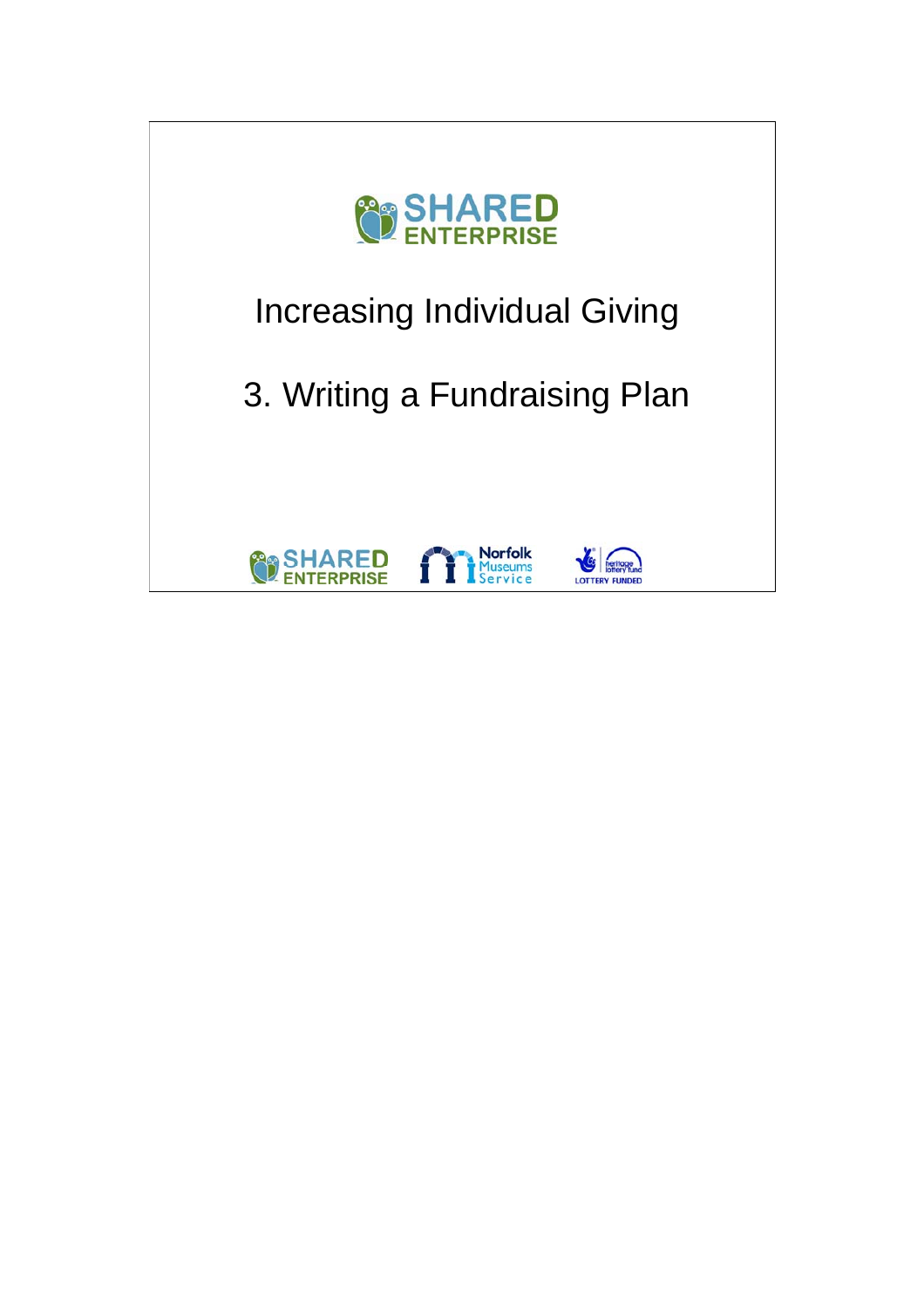SHARED ENTERPRISE

# Increasing Individual Giving

## 3. Writing a Fundraising Plan

SHARED ENTERPRISE | Norfolk Museums Service | heritage lottery fund LOTTERY FUNDED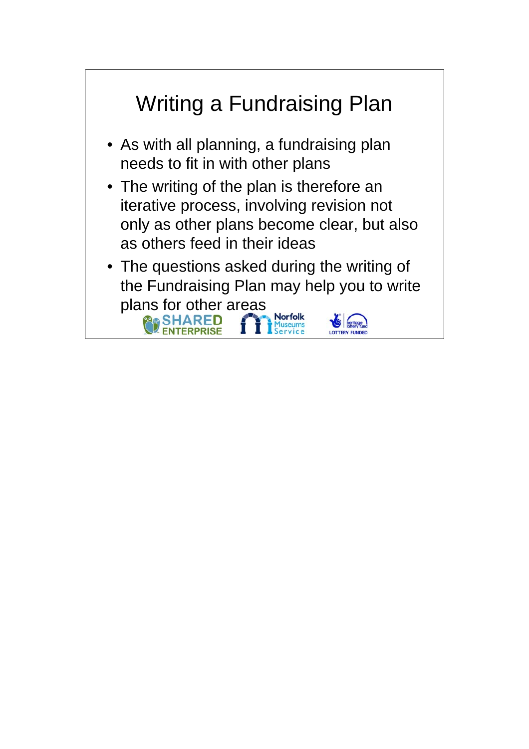# Writing a Fundraising Plan

- As with all planning, a fundraising plan needs to fit in with other plans
- The writing of the plan is therefore an iterative process, involving revision not only as other plans become clear, but also as others feed in their ideas
- The questions asked during the writing of the Fundraising Plan may help you to write plans for other areas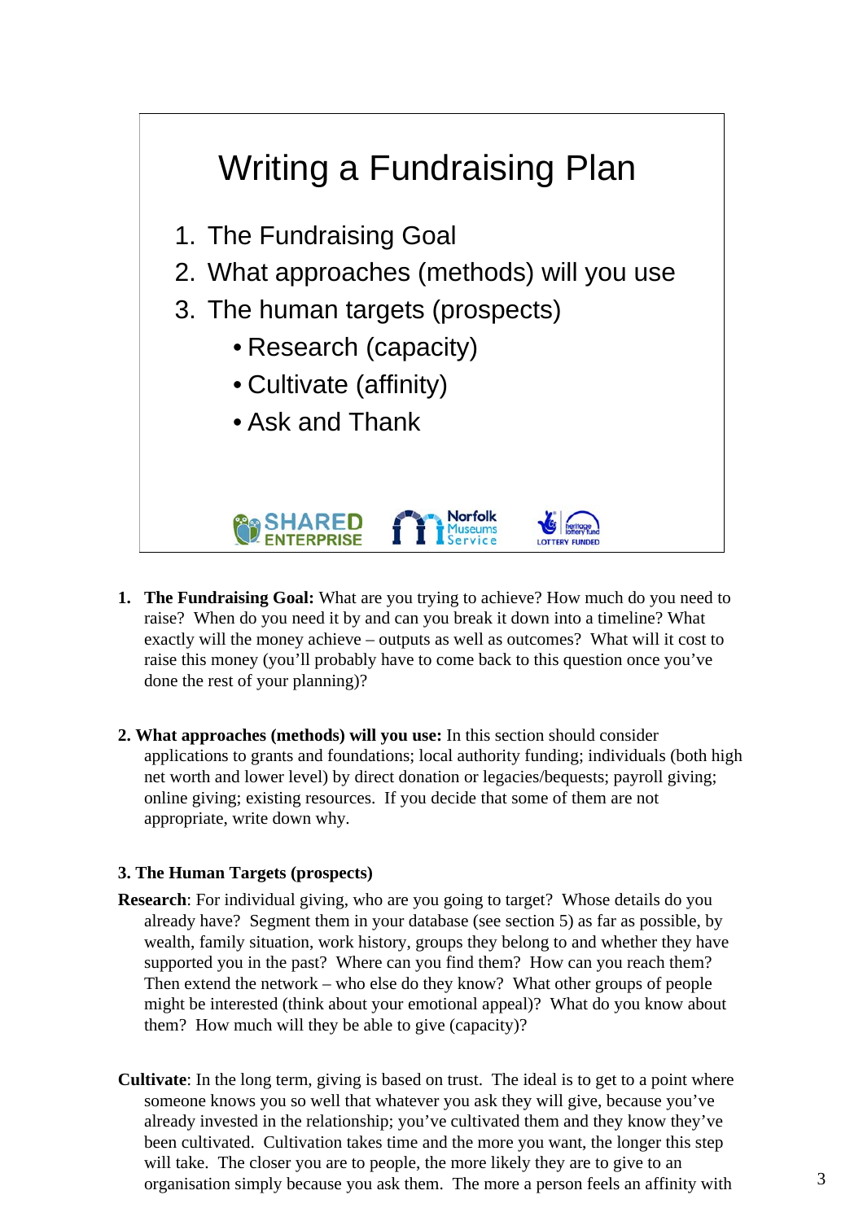# Writing a Fundraising Plan

1. The Fundraising Goal
2. What approaches (methods) will you use
3. The human targets (prospects)
   - Research (capacity)
   - Cultivate (affinity)
   - Ask and Thank

SHARED ENTERPRISE   Norfolk Museums Service   LOTTERY FUNDED

1. **The Fundraising Goal:** What are you trying to achieve? How much do you need to raise? When do you need it by and can you break it down into a timeline? What exactly will the money achieve – outputs as well as outcomes? What will it cost to raise this money (you'll probably have to come back to this question once you've done the rest of your planning)?

2. **What approaches (methods) will you use:** In this section should consider applications to grants and foundations; local authority funding; individuals (both high net worth and lower level) by direct donation or legacies/bequests; payroll giving; online giving; existing resources. If you decide that some of them are not appropriate, write down why.

**3. The Human Targets (prospects)**

**Research**: For individual giving, who are you going to target? Whose details do you already have? Segment them in your database (see section 5) as far as possible, by wealth, family situation, work history, groups they belong to and whether they have supported you in the past? Where can you find them? How can you reach them? Then extend the network – who else do they know? What other groups of people might be interested (think about your emotional appeal)? What do you know about them? How much will they be able to give (capacity)?

**Cultivate**: In the long term, giving is based on trust. The ideal is to get to a point where someone knows you so well that whatever you ask they will give, because you've already invested in the relationship; you've cultivated them and they know they've been cultivated. Cultivation takes time and the more you want, the longer this step will take. The closer you are to people, the more likely they are to give to an organisation simply because you ask them. The more a person feels an affinity with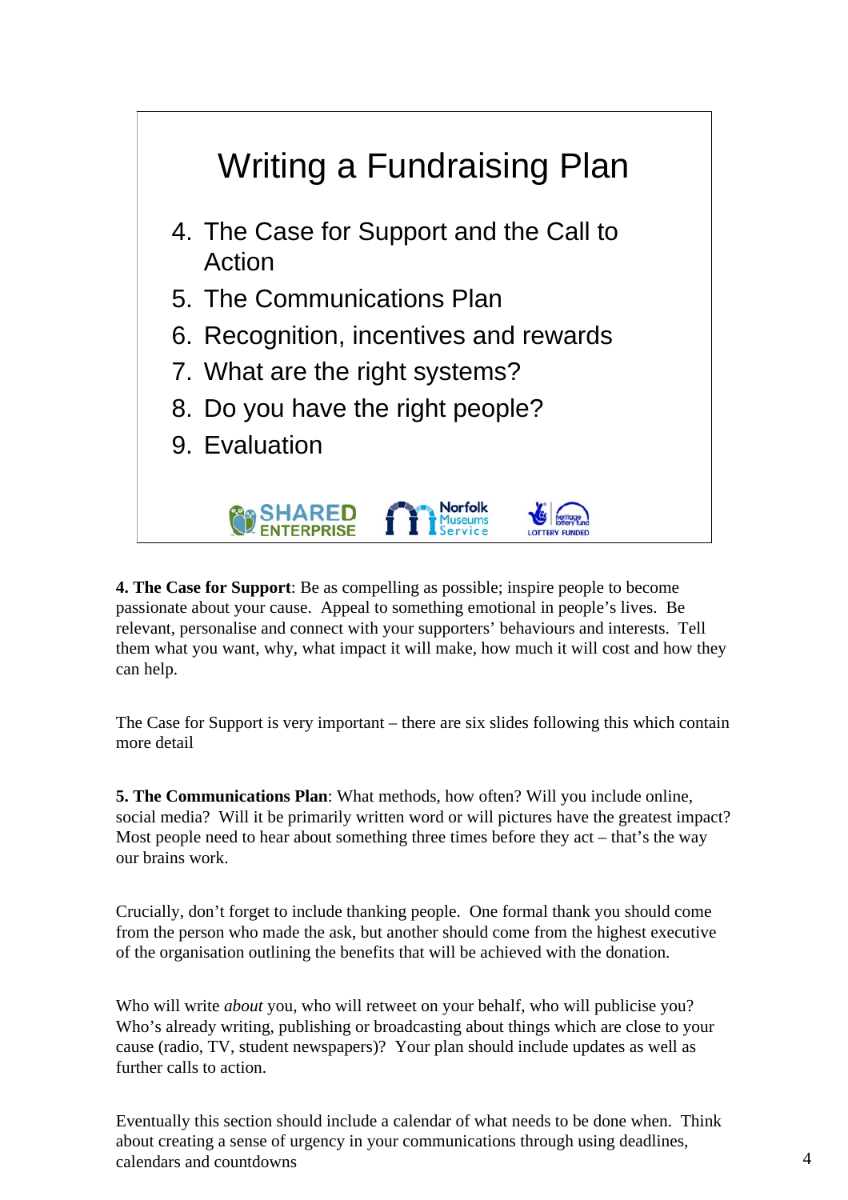# Writing a Fundraising Plan

4. The Case for Support and the Call to Action
5. The Communications Plan
6. Recognition, incentives and rewards
7. What are the right systems?
8. Do you have the right people?
9. Evaluation

SHARED ENTERPRISE | Norfolk Museums Service | LOTTERY FUNDED

**4. The Case for Support**: Be as compelling as possible; inspire people to become passionate about your cause. Appeal to something emotional in people's lives. Be relevant, personalise and connect with your supporters' behaviours and interests. Tell them what you want, why, what impact it will make, how much it will cost and how they can help.

The Case for Support is very important – there are six slides following this which contain more detail

**5. The Communications Plan**: What methods, how often? Will you include online, social media? Will it be primarily written word or will pictures have the greatest impact? Most people need to hear about something three times before they act – that's the way our brains work.

Crucially, don't forget to include thanking people. One formal thank you should come from the person who made the ask, but another should come from the highest executive of the organisation outlining the benefits that will be achieved with the donation.

Who will write *about* you, who will retweet on your behalf, who will publicise you? Who's already writing, publishing or broadcasting about things which are close to your cause (radio, TV, student newspapers)? Your plan should include updates as well as further calls to action.

Eventually this section should include a calendar of what needs to be done when. Think about creating a sense of urgency in your communications through using deadlines, calendars and countdowns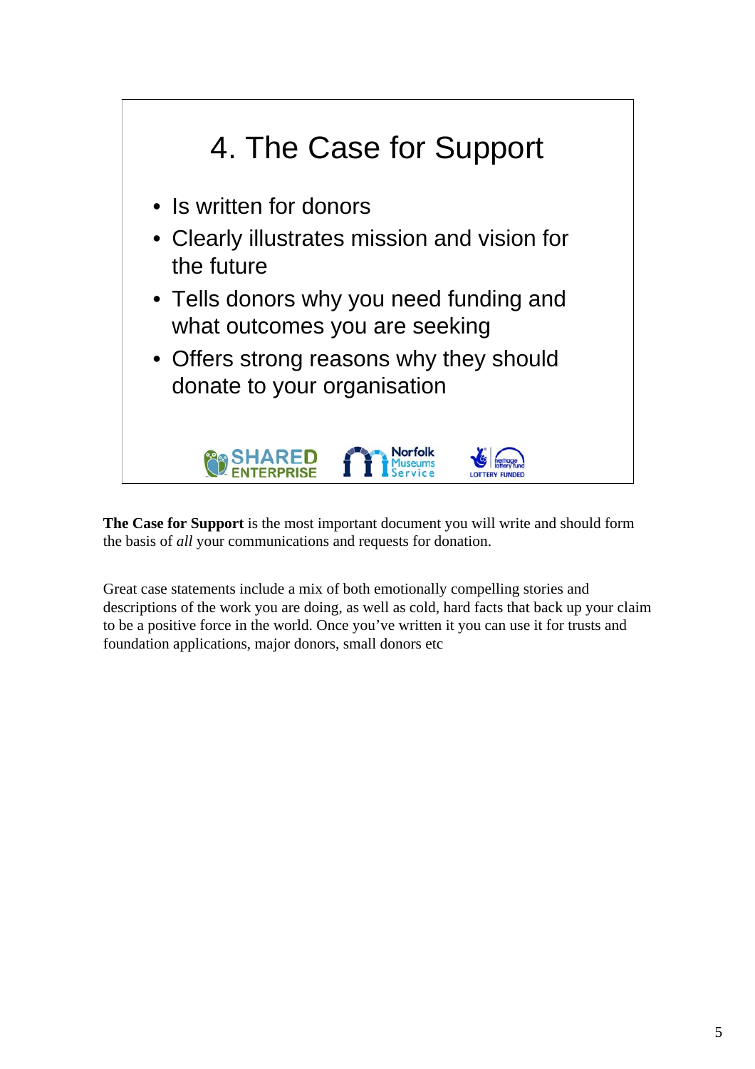# 4. The Case for Support

- Is written for donors
- Clearly illustrates mission and vision for the future
- Tells donors why you need funding and what outcomes you are seeking
- Offers strong reasons why they should donate to your organisation

SHARED ENTERPRISE   Norfolk Museums Service   heritage lottery fund LOTTERY FUNDED

**The Case for Support** is the most important document you will write and should form the basis of *all* your communications and requests for donation.

Great case statements include a mix of both emotionally compelling stories and descriptions of the work you are doing, as well as cold, hard facts that back up your claim to be a positive force in the world. Once you've written it you can use it for trusts and foundation applications, major donors, small donors etc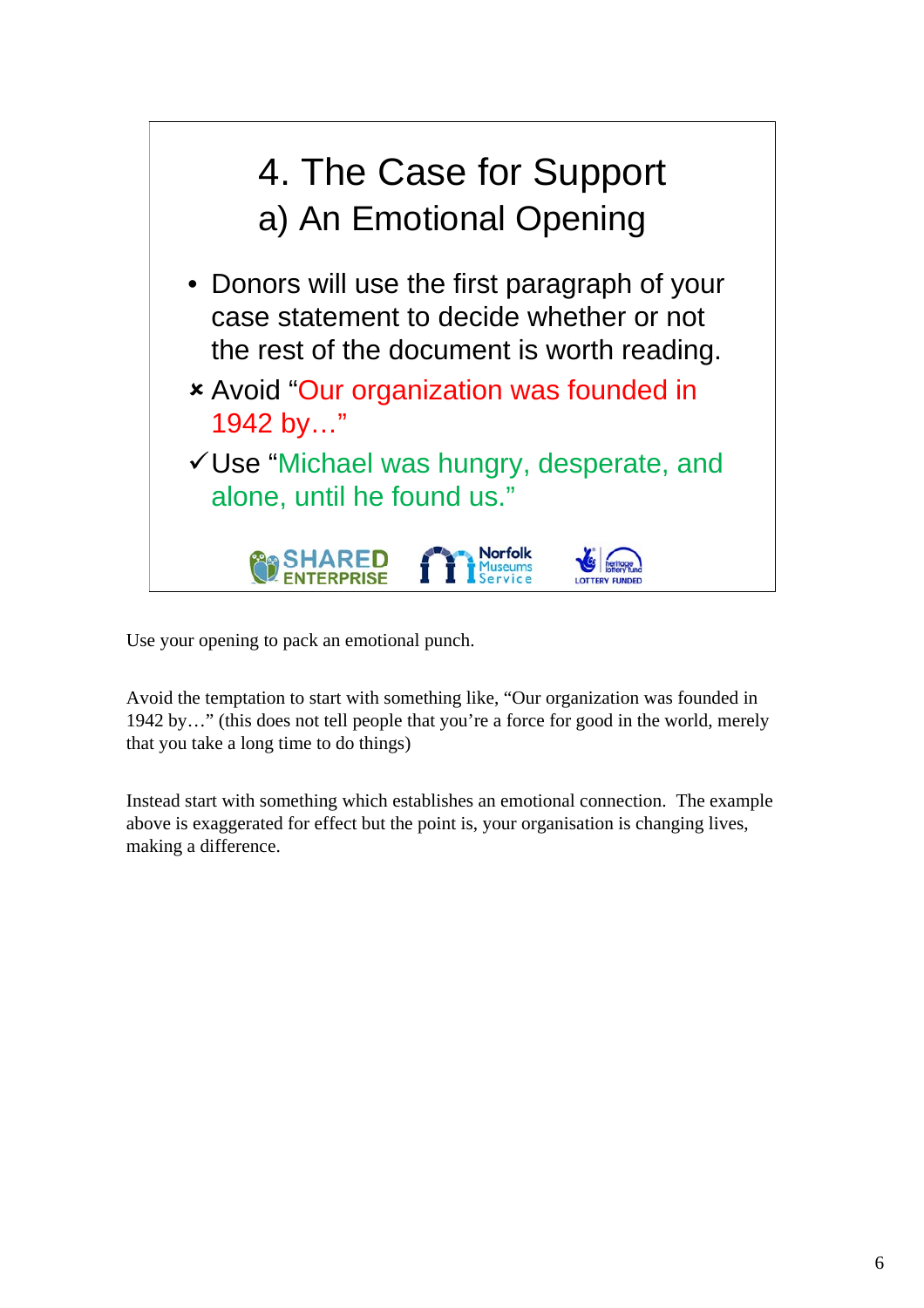# 4. The Case for Support

## a) An Emotional Opening

- Donors will use the first paragraph of your case statement to decide whether or not the rest of the document is worth reading.
- ✗ Avoid "Our organization was founded in 1942 by…"
- ✓ Use "Michael was hungry, desperate, and alone, until he found us."

SHARED ENTERPRISE | Norfolk Museums Service | LOTTERY FUNDED

Use your opening to pack an emotional punch.

Avoid the temptation to start with something like, "Our organization was founded in 1942 by…" (this does not tell people that you're a force for good in the world, merely that you take a long time to do things)

Instead start with something which establishes an emotional connection. The example above is exaggerated for effect but the point is, your organisation is changing lives, making a difference.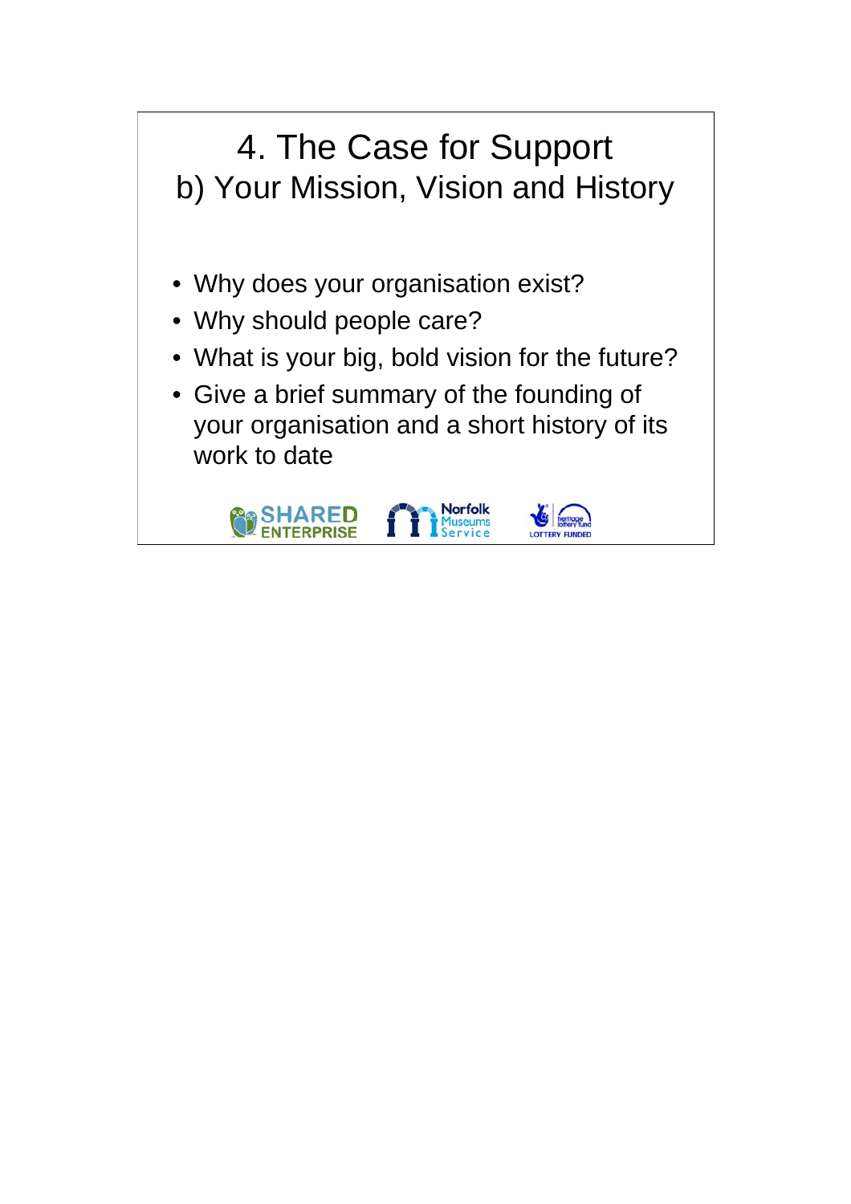# 4. The Case for Support
## b) Your Mission, Vision and History

- Why does your organisation exist?
- Why should people care?
- What is your big, bold vision for the future?
- Give a brief summary of the founding of your organisation and a short history of its work to date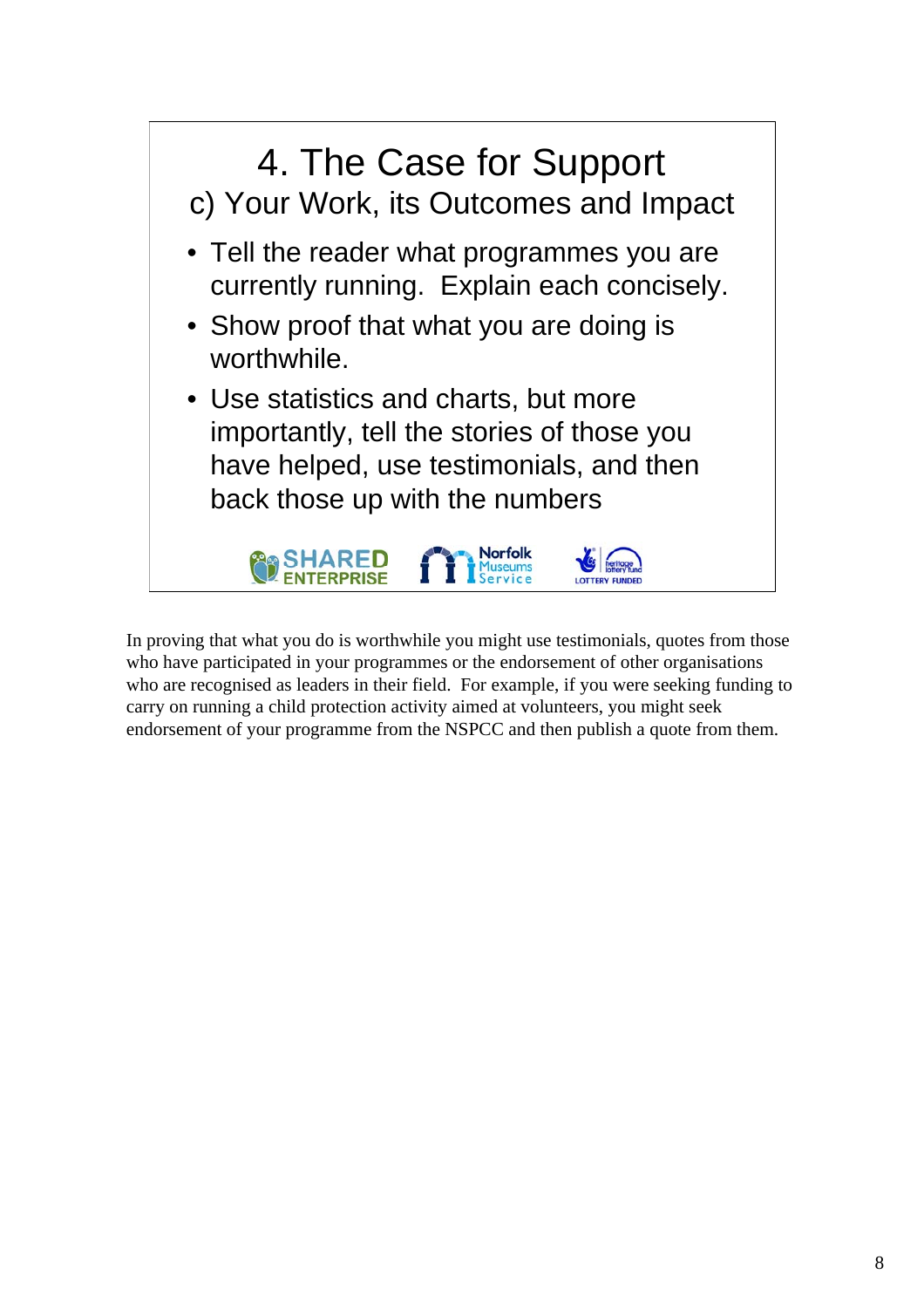# 4. The Case for Support

## c) Your Work, its Outcomes and Impact

- Tell the reader what programmes you are currently running. Explain each concisely.
- Show proof that what you are doing is worthwhile.
- Use statistics and charts, but more importantly, tell the stories of those you have helped, use testimonials, and then back those up with the numbers

SHARED ENTERPRISE | Norfolk Museums Service | heritage lottery fund LOTTERY FUNDED

In proving that what you do is worthwhile you might use testimonials, quotes from those who have participated in your programmes or the endorsement of other organisations who are recognised as leaders in their field. For example, if you were seeking funding to carry on running a child protection activity aimed at volunteers, you might seek endorsement of your programme from the NSPCC and then publish a quote from them.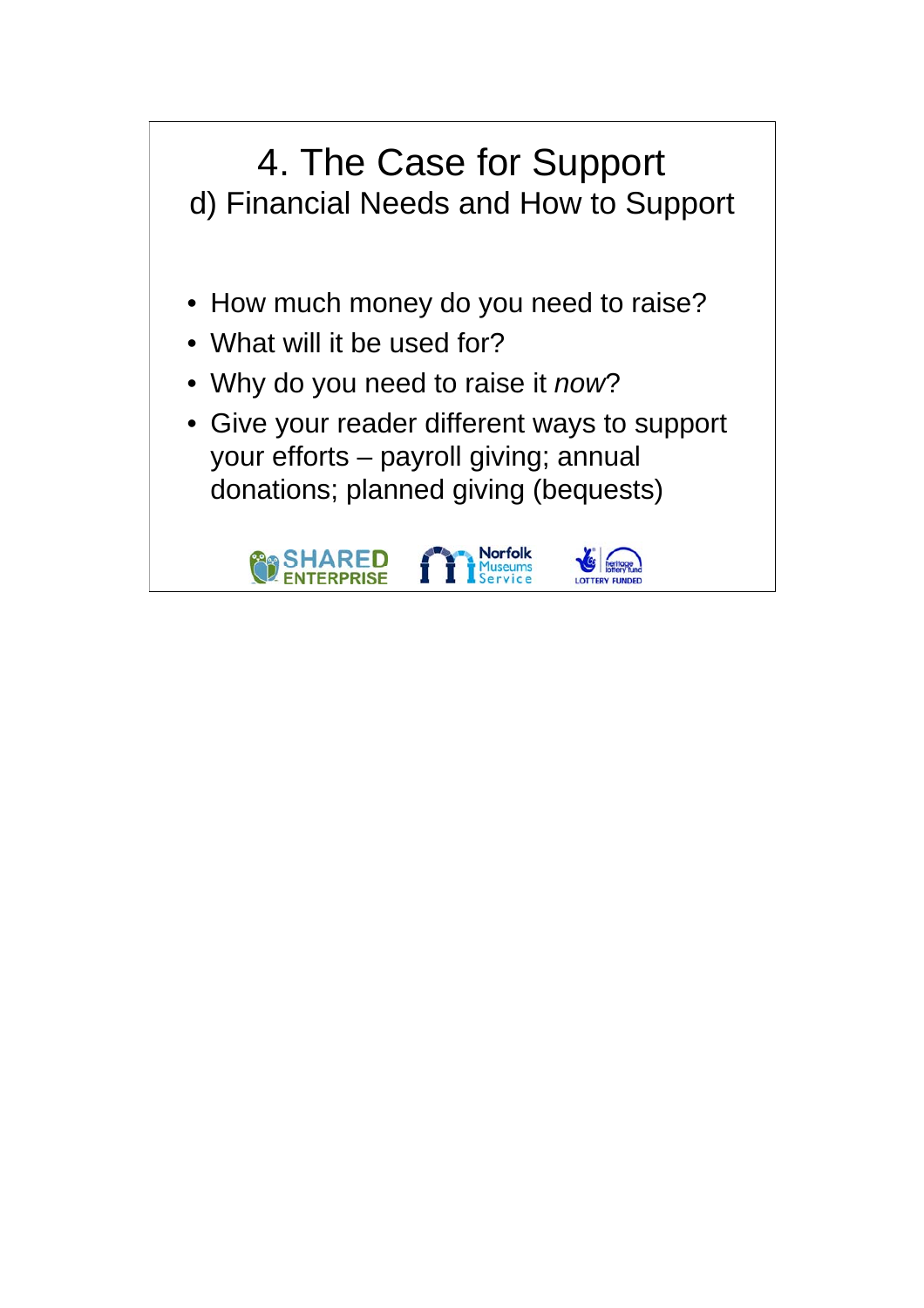# 4. The Case for Support

## d) Financial Needs and How to Support

- How much money do you need to raise?
- What will it be used for?
- Why do you need to raise it *now*?
- Give your reader different ways to support your efforts – payroll giving; annual donations; planned giving (bequests)

SHARED ENTERPRISE Norfolk Museums Service heritage lottery fund LOTTERY FUNDED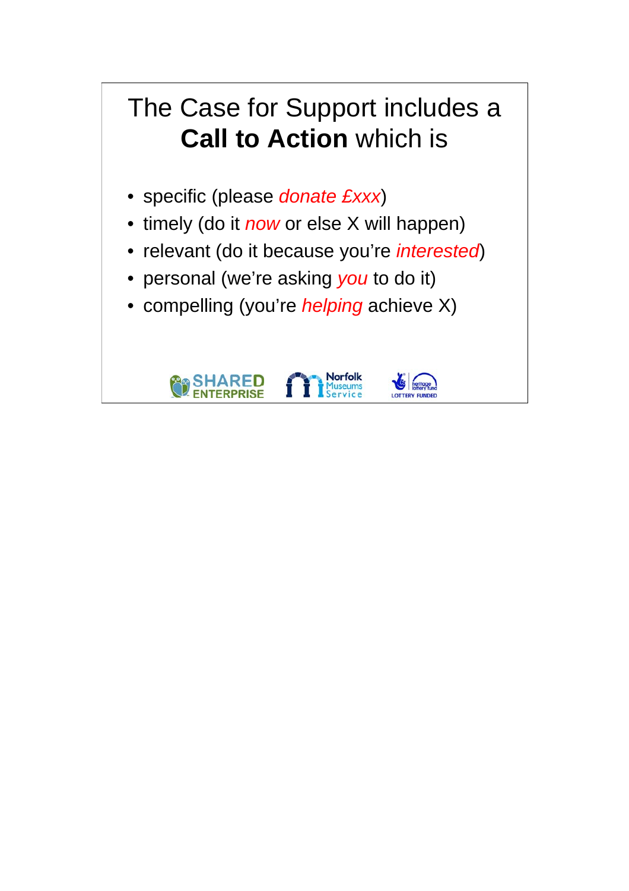# The Case for Support includes a **Call to Action** which is

- specific (please *donate £xxx*)
- timely (do it *now* or else X will happen)
- relevant (do it because you're *interested*)
- personal (we're asking *you* to do it)
- compelling (you're *helping* achieve X)

SHARED ENTERPRISE

Norfolk Museums Service

heritage lottery fund
LOTTERY FUNDED